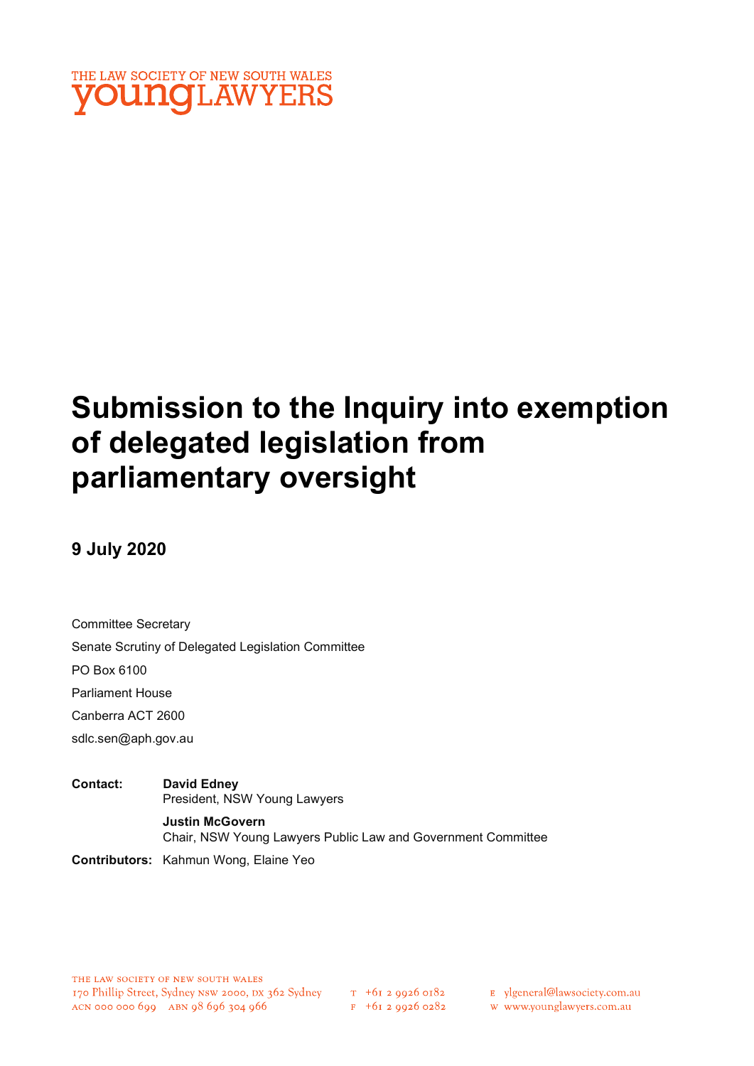THE LAW SOCIETY OF NEW SOUTH WALES
youngLAWYERS

# Submission to the Inquiry into exemption of delegated legislation from parliamentary oversight

## 9 July 2020

Committee Secretary

Senate Scrutiny of Delegated Legislation Committee

PO Box 6100

Parliament House

Canberra ACT 2600

sdlc.sen@aph.gov.au

**Contact:** **David Edney**
President, NSW Young Lawyers

**Justin McGovern**
Chair, NSW Young Lawyers Public Law and Government Committee

**Contributors:** Kahmun Wong, Elaine Yeo

THE LAW SOCIETY OF NEW SOUTH WALES
170 Phillip Street, Sydney NSW 2000, DX 362 Sydney
ACN 000 000 699 ABN 98 696 304 966

T +61 2 9926 0182
F +61 2 9926 0282

E ylgeneral@lawsociety.com.au
W www.younglawyers.com.au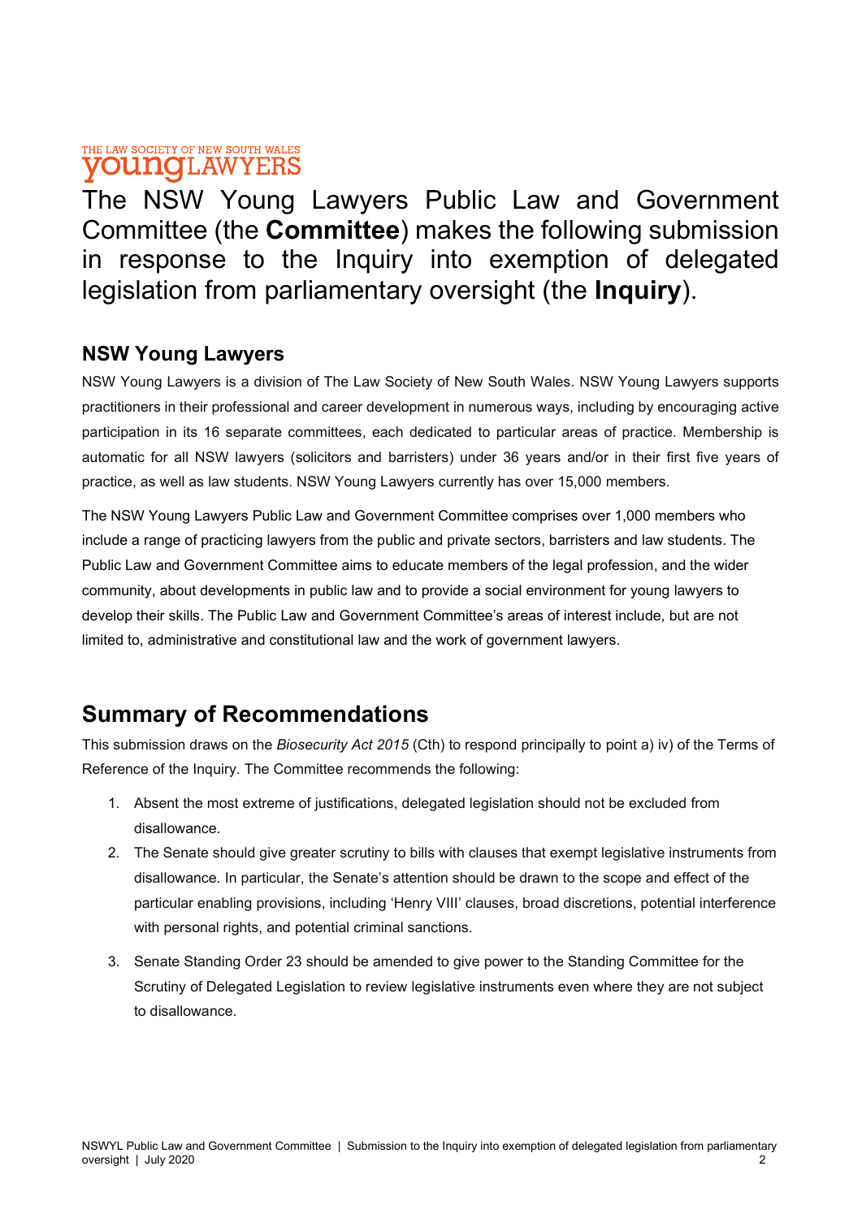THE LAW SOCIETY OF NEW SOUTH WALES
youngLAWYERS

The NSW Young Lawyers Public Law and Government Committee (the **Committee**) makes the following submission in response to the Inquiry into exemption of delegated legislation from parliamentary oversight (the **Inquiry**).

### NSW Young Lawyers

NSW Young Lawyers is a division of The Law Society of New South Wales. NSW Young Lawyers supports practitioners in their professional and career development in numerous ways, including by encouraging active participation in its 16 separate committees, each dedicated to particular areas of practice. Membership is automatic for all NSW lawyers (solicitors and barristers) under 36 years and/or in their first five years of practice, as well as law students. NSW Young Lawyers currently has over 15,000 members.

The NSW Young Lawyers Public Law and Government Committee comprises over 1,000 members who include a range of practicing lawyers from the public and private sectors, barristers and law students. The Public Law and Government Committee aims to educate members of the legal profession, and the wider community, about developments in public law and to provide a social environment for young lawyers to develop their skills. The Public Law and Government Committee's areas of interest include, but are not limited to, administrative and constitutional law and the work of government lawyers.

## Summary of Recommendations

This submission draws on the *Biosecurity Act 2015* (Cth) to respond principally to point a) iv) of the Terms of Reference of the Inquiry. The Committee recommends the following:

1. Absent the most extreme of justifications, delegated legislation should not be excluded from disallowance.
2. The Senate should give greater scrutiny to bills with clauses that exempt legislative instruments from disallowance. In particular, the Senate's attention should be drawn to the scope and effect of the particular enabling provisions, including 'Henry VIII' clauses, broad discretions, potential interference with personal rights, and potential criminal sanctions.
3. Senate Standing Order 23 should be amended to give power to the Standing Committee for the Scrutiny of Delegated Legislation to review legislative instruments even where they are not subject to disallowance.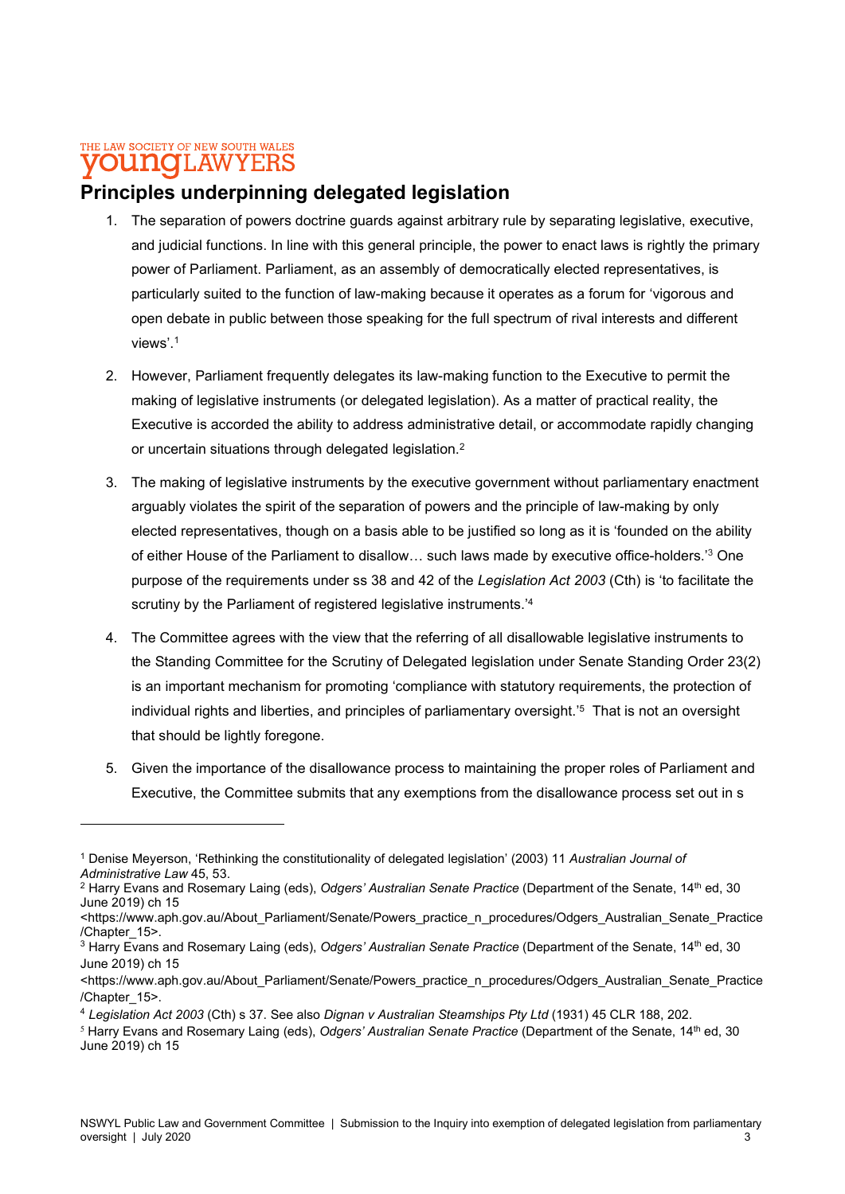## Principles underpinning delegated legislation

1. The separation of powers doctrine guards against arbitrary rule by separating legislative, executive, and judicial functions. In line with this general principle, the power to enact laws is rightly the primary power of Parliament. Parliament, as an assembly of democratically elected representatives, is particularly suited to the function of law-making because it operates as a forum for 'vigorous and open debate in public between those speaking for the full spectrum of rival interests and different views'.[1]

2. However, Parliament frequently delegates its law-making function to the Executive to permit the making of legislative instruments (or delegated legislation). As a matter of practical reality, the Executive is accorded the ability to address administrative detail, or accommodate rapidly changing or uncertain situations through delegated legislation.[2]

3. The making of legislative instruments by the executive government without parliamentary enactment arguably violates the spirit of the separation of powers and the principle of law-making by only elected representatives, though on a basis able to be justified so long as it is 'founded on the ability of either House of the Parliament to disallow… such laws made by executive office-holders.'[3] One purpose of the requirements under ss 38 and 42 of the *Legislation Act 2003* (Cth) is 'to facilitate the scrutiny by the Parliament of registered legislative instruments.'[4]

4. The Committee agrees with the view that the referring of all disallowable legislative instruments to the Standing Committee for the Scrutiny of Delegated legislation under Senate Standing Order 23(2) is an important mechanism for promoting 'compliance with statutory requirements, the protection of individual rights and liberties, and principles of parliamentary oversight.'[5] That is not an oversight that should be lightly foregone.

5. Given the importance of the disallowance process to maintaining the proper roles of Parliament and Executive, the Committee submits that any exemptions from the disallowance process set out in s

---

[1] Denise Meyerson, 'Rethinking the constitutionality of delegated legislation' (2003) 11 *Australian Journal of Administrative Law* 45, 53.

[2] Harry Evans and Rosemary Laing (eds), *Odgers' Australian Senate Practice* (Department of the Senate, 14th ed, 30 June 2019) ch 15 <https://www.aph.gov.au/About_Parliament/Senate/Powers_practice_n_procedures/Odgers_Australian_Senate_Practice/Chapter_15>.

[3] Harry Evans and Rosemary Laing (eds), *Odgers' Australian Senate Practice* (Department of the Senate, 14th ed, 30 June 2019) ch 15 <https://www.aph.gov.au/About_Parliament/Senate/Powers_practice_n_procedures/Odgers_Australian_Senate_Practice/Chapter_15>.

[4] *Legislation Act 2003* (Cth) s 37. See also *Dignan v Australian Steamships Pty Ltd* (1931) 45 CLR 188, 202.

[5] Harry Evans and Rosemary Laing (eds), *Odgers' Australian Senate Practice* (Department of the Senate, 14th ed, 30 June 2019) ch 15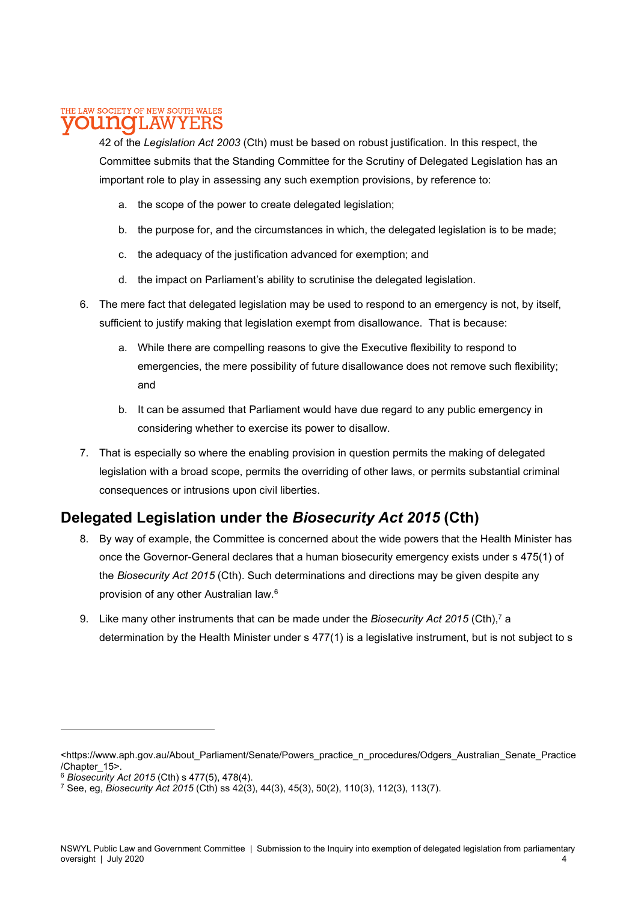42 of the *Legislation Act 2003* (Cth) must be based on robust justification. In this respect, the Committee submits that the Standing Committee for the Scrutiny of Delegated Legislation has an important role to play in assessing any such exemption provisions, by reference to:

a. the scope of the power to create delegated legislation;

b. the purpose for, and the circumstances in which, the delegated legislation is to be made;

c. the adequacy of the justification advanced for exemption; and

d. the impact on Parliament's ability to scrutinise the delegated legislation.

6. The mere fact that delegated legislation may be used to respond to an emergency is not, by itself, sufficient to justify making that legislation exempt from disallowance. That is because:

   a. While there are compelling reasons to give the Executive flexibility to respond to emergencies, the mere possibility of future disallowance does not remove such flexibility; and

   b. It can be assumed that Parliament would have due regard to any public emergency in considering whether to exercise its power to disallow.

7. That is especially so where the enabling provision in question permits the making of delegated legislation with a broad scope, permits the overriding of other laws, or permits substantial criminal consequences or intrusions upon civil liberties.

## Delegated Legislation under the *Biosecurity Act 2015* (Cth)

8. By way of example, the Committee is concerned about the wide powers that the Health Minister has once the Governor-General declares that a human biosecurity emergency exists under s 475(1) of the *Biosecurity Act 2015* (Cth). Such determinations and directions may be given despite any provision of any other Australian law.[6]

9. Like many other instruments that can be made under the *Biosecurity Act 2015* (Cth),[7] a determination by the Health Minister under s 477(1) is a legislative instrument, but is not subject to s

---

<https://www.aph.gov.au/About_Parliament/Senate/Powers_practice_n_procedures/Odgers_Australian_Senate_Practice/Chapter_15>.

[6] *Biosecurity Act 2015* (Cth) s 477(5), 478(4).

[7] See, eg, *Biosecurity Act 2015* (Cth) ss 42(3), 44(3), 45(3), 50(2), 110(3), 112(3), 113(7).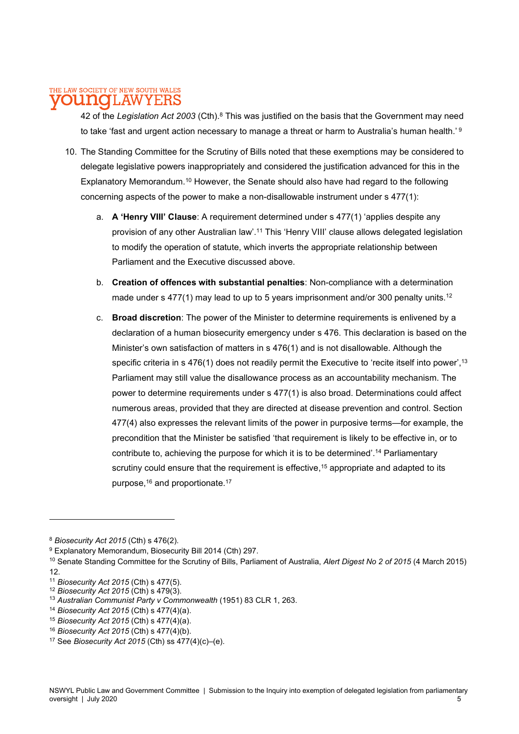42 of the *Legislation Act 2003* (Cth).[8] This was justified on the basis that the Government may need to take 'fast and urgent action necessary to manage a threat or harm to Australia's human health.'[9]

10. The Standing Committee for the Scrutiny of Bills noted that these exemptions may be considered to delegate legislative powers inappropriately and considered the justification advanced for this in the Explanatory Memorandum.[10] However, the Senate should also have had regard to the following concerning aspects of the power to make a non-disallowable instrument under s 477(1):

    a. **A 'Henry VIII' Clause**: A requirement determined under s 477(1) 'applies despite any provision of any other Australian law'.[11] This 'Henry VIII' clause allows delegated legislation to modify the operation of statute, which inverts the appropriate relationship between Parliament and the Executive discussed above.

    b. **Creation of offences with substantial penalties**: Non-compliance with a determination made under s 477(1) may lead to up to 5 years imprisonment and/or 300 penalty units.[12]

    c. **Broad discretion**: The power of the Minister to determine requirements is enlivened by a declaration of a human biosecurity emergency under s 476. This declaration is based on the Minister's own satisfaction of matters in s 476(1) and is not disallowable. Although the specific criteria in s 476(1) does not readily permit the Executive to 'recite itself into power',[13] Parliament may still value the disallowance process as an accountability mechanism. The power to determine requirements under s 477(1) is also broad. Determinations could affect numerous areas, provided that they are directed at disease prevention and control. Section 477(4) also expresses the relevant limits of the power in purposive terms—for example, the precondition that the Minister be satisfied 'that requirement is likely to be effective in, or to contribute to, achieving the purpose for which it is to be determined'.[14] Parliamentary scrutiny could ensure that the requirement is effective,[15] appropriate and adapted to its purpose,[16] and proportionate.[17]

---

[8] *Biosecurity Act 2015* (Cth) s 476(2).

[9] Explanatory Memorandum, Biosecurity Bill 2014 (Cth) 297.

[10] Senate Standing Committee for the Scrutiny of Bills, Parliament of Australia, *Alert Digest No 2 of 2015* (4 March 2015) 12.

[11] *Biosecurity Act 2015* (Cth) s 477(5).

[12] *Biosecurity Act 2015* (Cth) s 479(3).

[13] *Australian Communist Party v Commonwealth* (1951) 83 CLR 1, 263.

[14] *Biosecurity Act 2015* (Cth) s 477(4)(a).

[15] *Biosecurity Act 2015* (Cth) s 477(4)(a).

[16] *Biosecurity Act 2015* (Cth) s 477(4)(b).

[17] See *Biosecurity Act 2015* (Cth) ss 477(4)(c)–(e).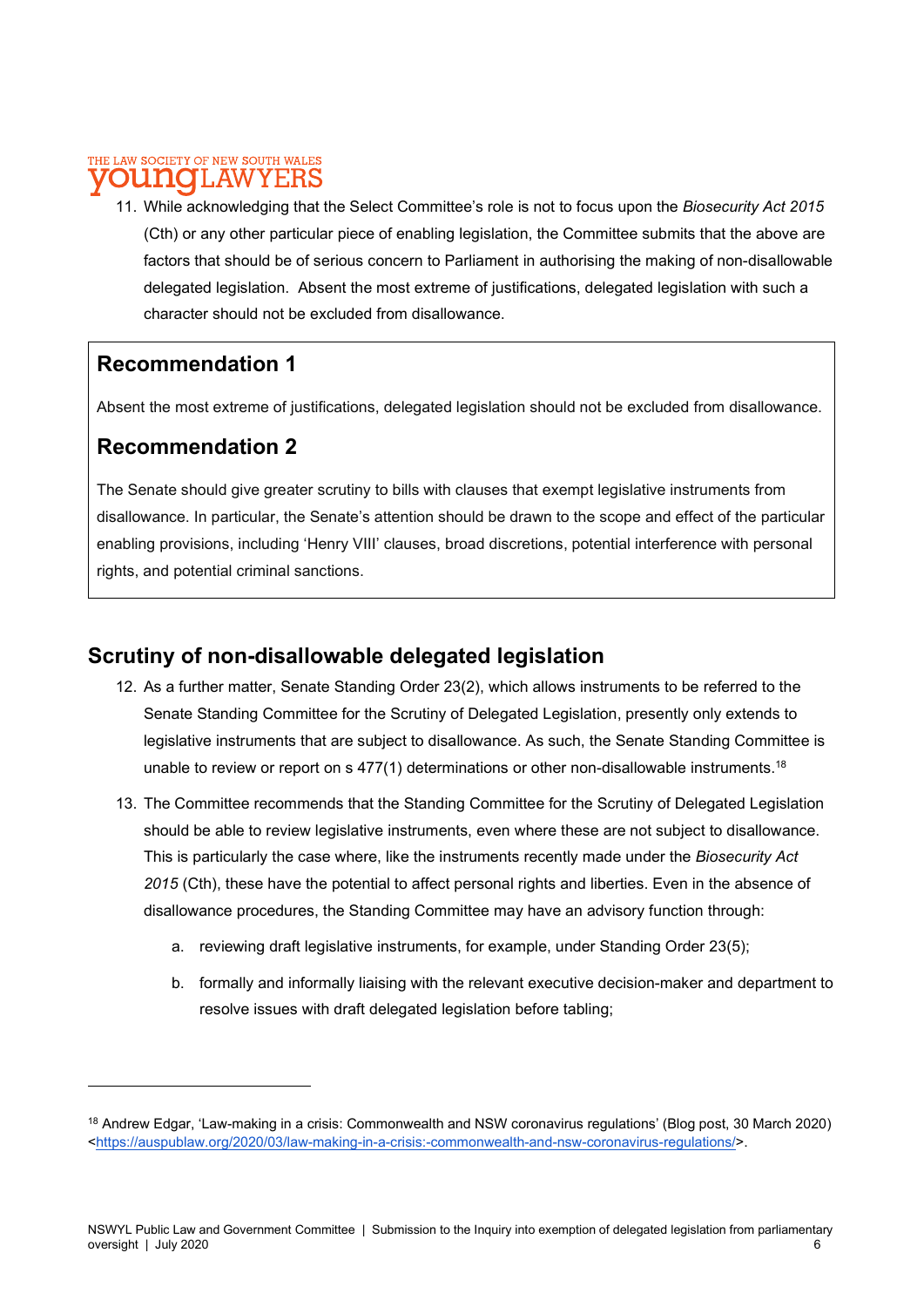11. While acknowledging that the Select Committee's role is not to focus upon the *Biosecurity Act 2015* (Cth) or any other particular piece of enabling legislation, the Committee submits that the above are factors that should be of serious concern to Parliament in authorising the making of non-disallowable delegated legislation. Absent the most extreme of justifications, delegated legislation with such a character should not be excluded from disallowance.

## Recommendation 1

Absent the most extreme of justifications, delegated legislation should not be excluded from disallowance.

## Recommendation 2

The Senate should give greater scrutiny to bills with clauses that exempt legislative instruments from disallowance. In particular, the Senate's attention should be drawn to the scope and effect of the particular enabling provisions, including 'Henry VIII' clauses, broad discretions, potential interference with personal rights, and potential criminal sanctions.

## Scrutiny of non-disallowable delegated legislation

12. As a further matter, Senate Standing Order 23(2), which allows instruments to be referred to the Senate Standing Committee for the Scrutiny of Delegated Legislation, presently only extends to legislative instruments that are subject to disallowance. As such, the Senate Standing Committee is unable to review or report on s 477(1) determinations or other non-disallowable instruments.[18]

13. The Committee recommends that the Standing Committee for the Scrutiny of Delegated Legislation should be able to review legislative instruments, even where these are not subject to disallowance. This is particularly the case where, like the instruments recently made under the *Biosecurity Act 2015* (Cth), these have the potential to affect personal rights and liberties. Even in the absence of disallowance procedures, the Standing Committee may have an advisory function through:

    a. reviewing draft legislative instruments, for example, under Standing Order 23(5);

    b. formally and informally liaising with the relevant executive decision-maker and department to resolve issues with draft delegated legislation before tabling;

---

[18] Andrew Edgar, 'Law-making in a crisis: Commonwealth and NSW coronavirus regulations' (Blog post, 30 March 2020) <https://auspublaw.org/2020/03/law-making-in-a-crisis:-commonwealth-and-nsw-coronavirus-regulations/>.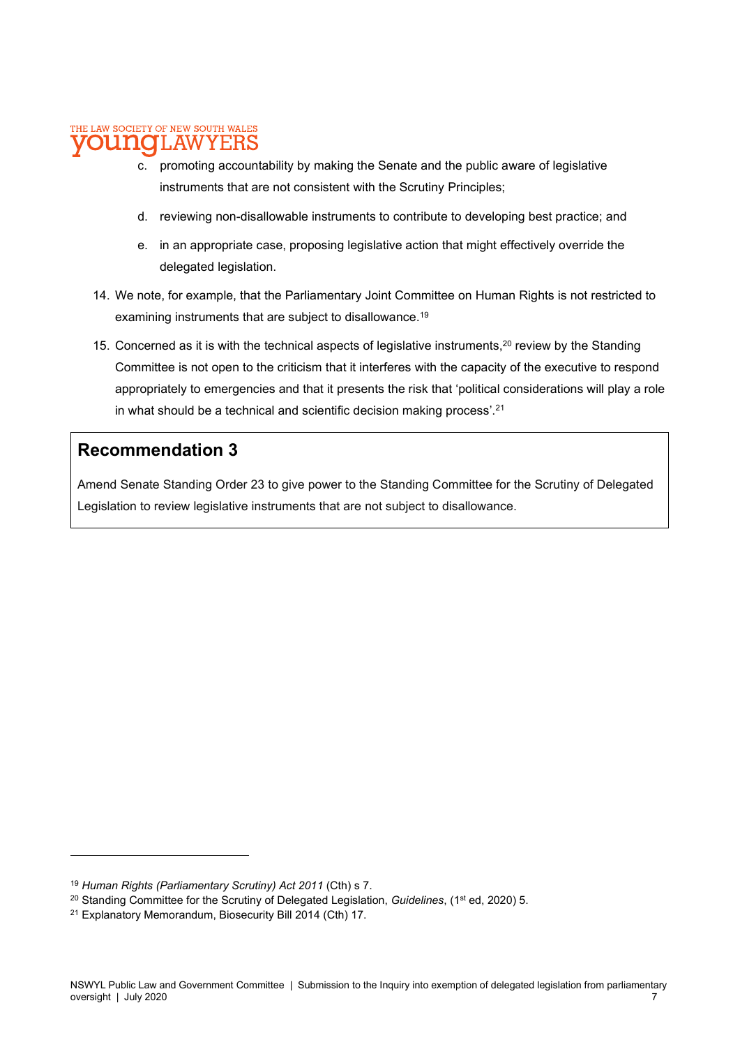c. promoting accountability by making the Senate and the public aware of legislative instruments that are not consistent with the Scrutiny Principles;

d. reviewing non-disallowable instruments to contribute to developing best practice; and

e. in an appropriate case, proposing legislative action that might effectively override the delegated legislation.

14. We note, for example, that the Parliamentary Joint Committee on Human Rights is not restricted to examining instruments that are subject to disallowance.[19]

15. Concerned as it is with the technical aspects of legislative instruments,[20] review by the Standing Committee is not open to the criticism that it interferes with the capacity of the executive to respond appropriately to emergencies and that it presents the risk that 'political considerations will play a role in what should be a technical and scientific decision making process'.[21]

## Recommendation 3

Amend Senate Standing Order 23 to give power to the Standing Committee for the Scrutiny of Delegated Legislation to review legislative instruments that are not subject to disallowance.

---

[19] *Human Rights (Parliamentary Scrutiny) Act 2011* (Cth) s 7.

[20] Standing Committee for the Scrutiny of Delegated Legislation, *Guidelines*, (1st ed, 2020) 5.

[21] Explanatory Memorandum, Biosecurity Bill 2014 (Cth) 17.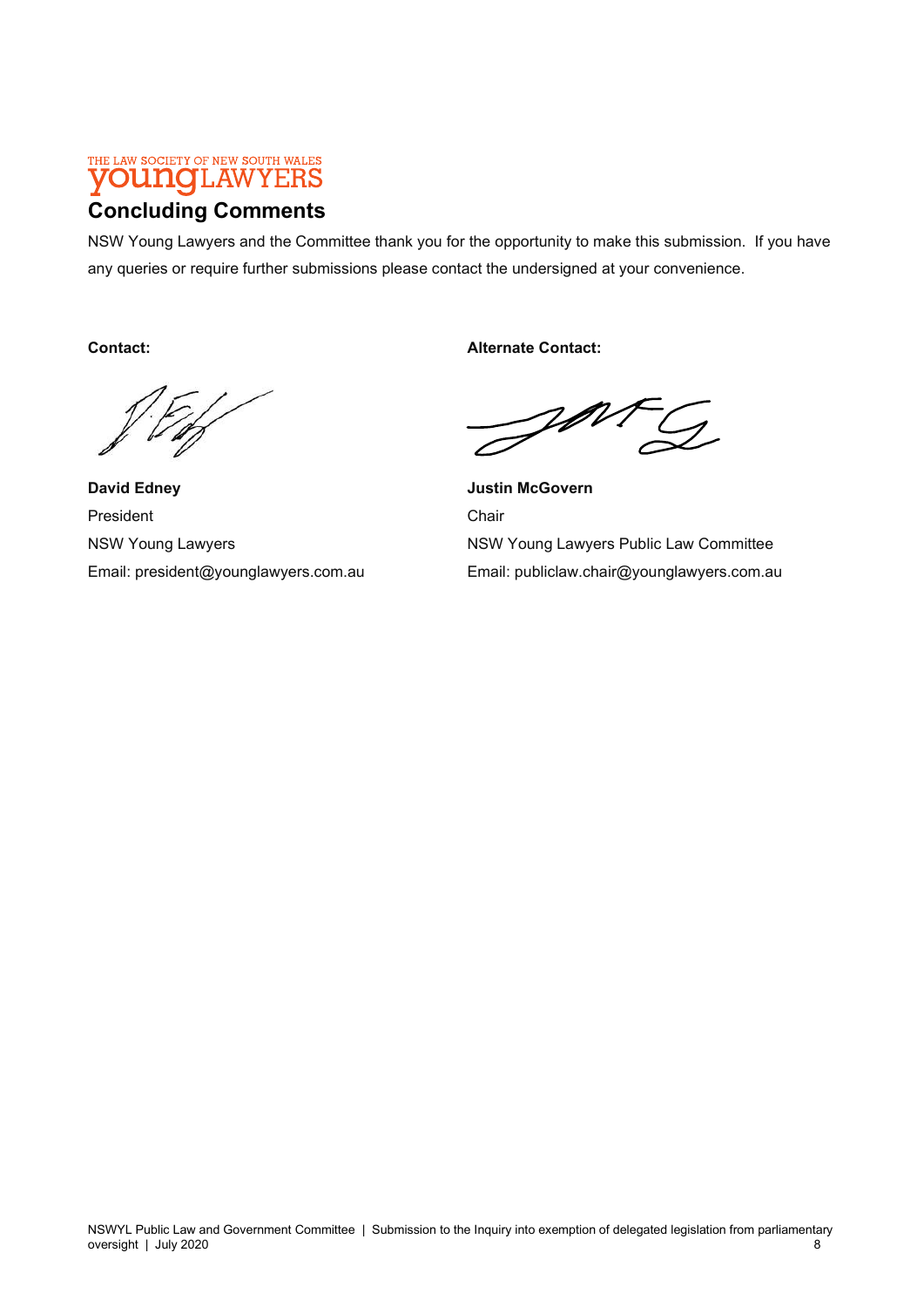## Concluding Comments

NSW Young Lawyers and the Committee thank you for the opportunity to make this submission. If you have any queries or require further submissions please contact the undersigned at your convenience.

**Contact:**

**David Edney**
President
NSW Young Lawyers
Email: president@younglawyers.com.au

**Alternate Contact:**

**Justin McGovern**
Chair
NSW Young Lawyers Public Law Committee
Email: publiclaw.chair@younglawyers.com.au